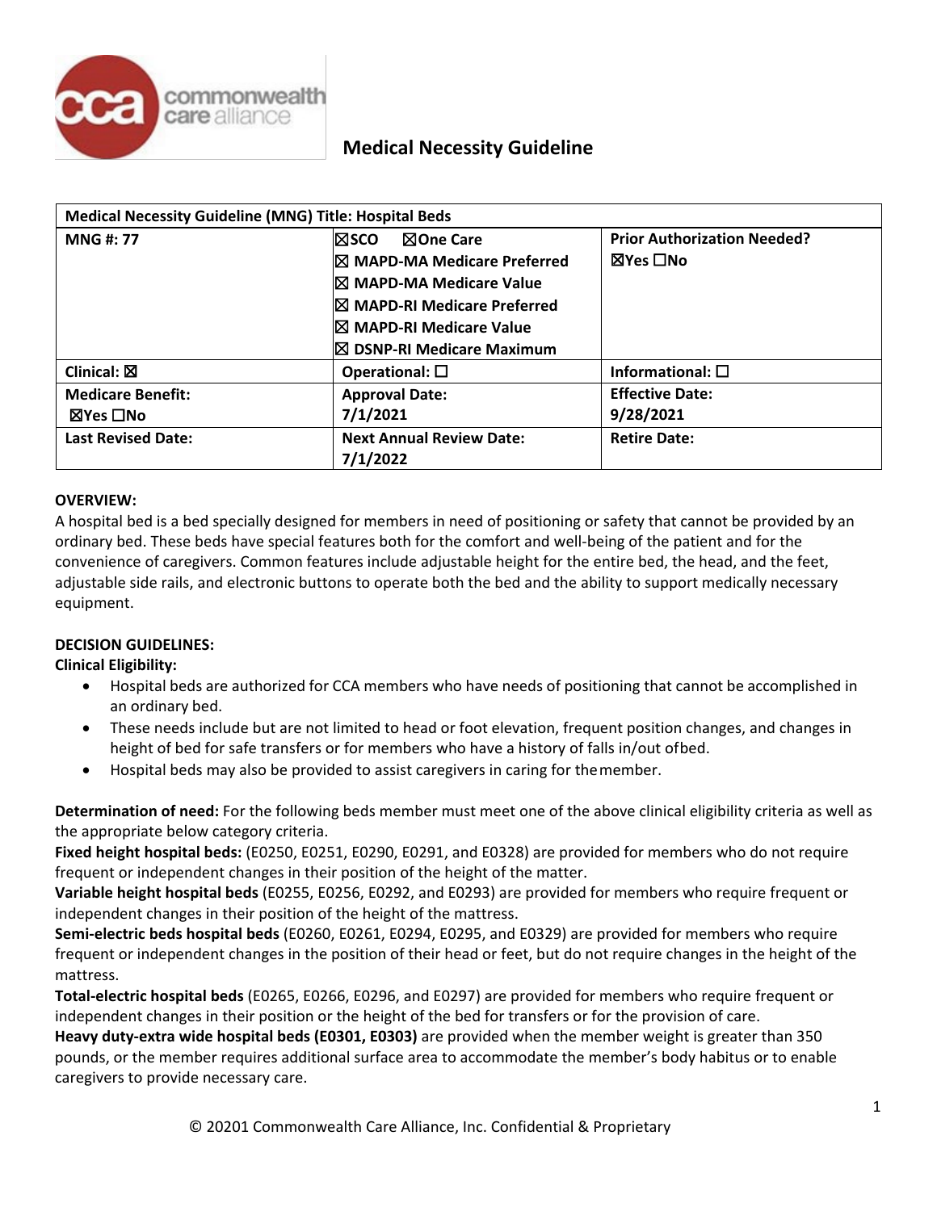# Medical Necessity Guideline

| Medical Necessity Guideline (MNG) Title: Hospital Beds | | |
|---|---|---|
| **MNG #: 77** | ☒SCO ☒One Care<br>☒ MAPD-MA Medicare Preferred<br>☒ MAPD-MA Medicare Value<br>☒ MAPD-RI Medicare Preferred<br>☒ MAPD-RI Medicare Value<br>☒ DSNP-RI Medicare Maximum | **Prior Authorization Needed?**<br>☒Yes ☐No |
| **Clinical:** ☒ | **Operational:** ☐ | **Informational:** ☐ |
| **Medicare Benefit:**<br>☒Yes ☐No | **Approval Date:**<br>7/1/2021 | **Effective Date:**<br>9/28/2021 |
| **Last Revised Date:** | **Next Annual Review Date:**<br>7/1/2022 | **Retire Date:** |

**OVERVIEW:**

A hospital bed is a bed specially designed for members in need of positioning or safety that cannot be provided by an ordinary bed. These beds have special features both for the comfort and well-being of the patient and for the convenience of caregivers. Common features include adjustable height for the entire bed, the head, and the feet, adjustable side rails, and electronic buttons to operate both the bed and the ability to support medically necessary equipment.

**DECISION GUIDELINES:**

**Clinical Eligibility:**

- Hospital beds are authorized for CCA members who have needs of positioning that cannot be accomplished in an ordinary bed.
- These needs include but are not limited to head or foot elevation, frequent position changes, and changes in height of bed for safe transfers or for members who have a history of falls in/out ofbed.
- Hospital beds may also be provided to assist caregivers in caring for themember.

**Determination of need:** For the following beds member must meet one of the above clinical eligibility criteria as well as the appropriate below category criteria.

**Fixed height hospital beds:** (E0250, E0251, E0290, E0291, and E0328) are provided for members who do not require frequent or independent changes in their position of the height of the matter.

**Variable height hospital beds** (E0255, E0256, E0292, and E0293) are provided for members who require frequent or independent changes in their position of the height of the mattress.

**Semi-electric beds hospital beds** (E0260, E0261, E0294, E0295, and E0329) are provided for members who require frequent or independent changes in the position of their head or feet, but do not require changes in the height of the mattress.

**Total-electric hospital beds** (E0265, E0266, E0296, and E0297) are provided for members who require frequent or independent changes in their position or the height of the bed for transfers or for the provision of care.

**Heavy duty-extra wide hospital beds (E0301, E0303)** are provided when the member weight is greater than 350 pounds, or the member requires additional surface area to accommodate the member's body habitus or to enable caregivers to provide necessary care.

© 20201 Commonwealth Care Alliance, Inc. Confidential & Proprietary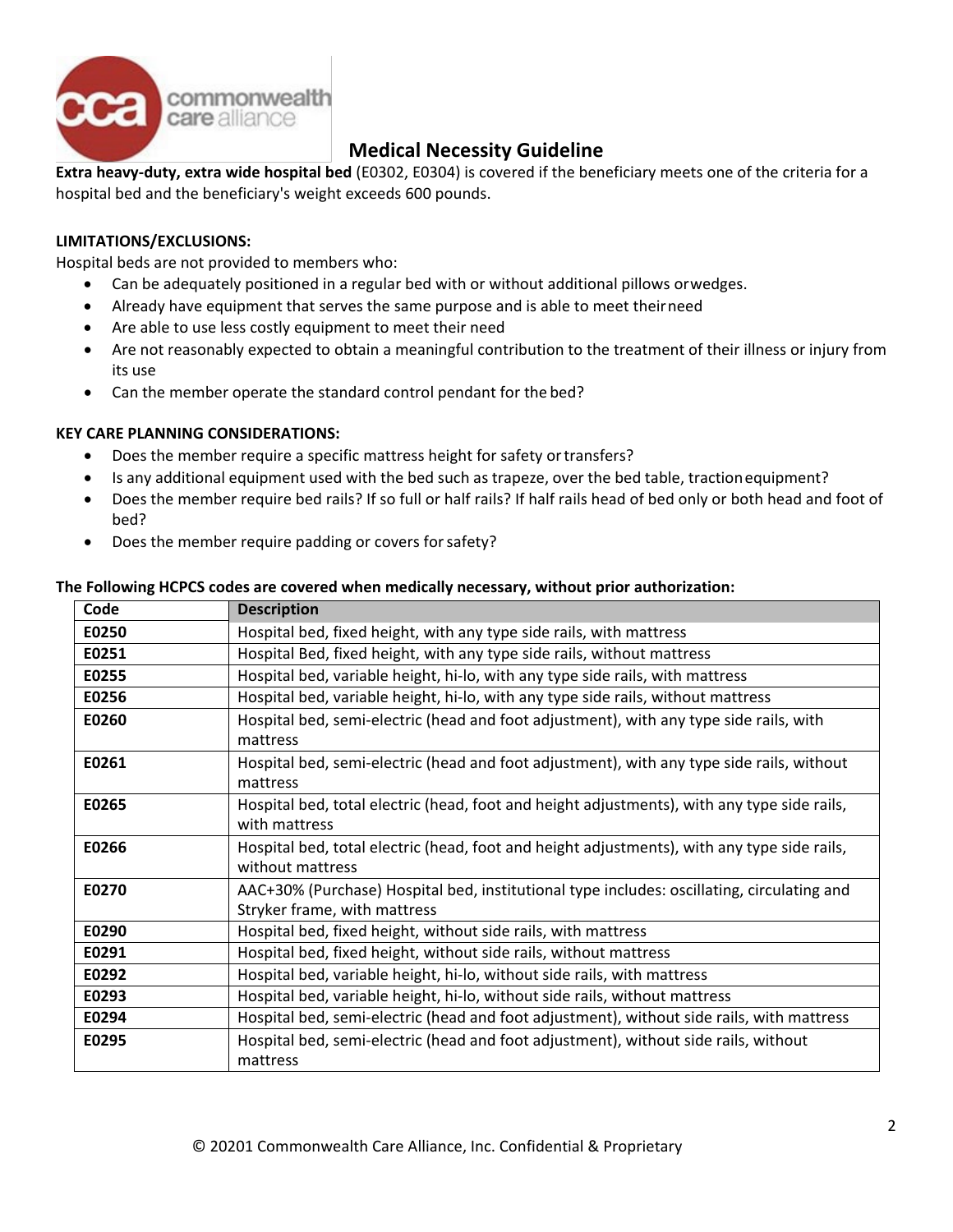**Extra heavy-duty, extra wide hospital bed** (E0302, E0304) is covered if the beneficiary meets one of the criteria for a hospital bed and the beneficiary's weight exceeds 600 pounds.

**LIMITATIONS/EXCLUSIONS:**

Hospital beds are not provided to members who:

- Can be adequately positioned in a regular bed with or without additional pillows orwedges.
- Already have equipment that serves the same purpose and is able to meet theirneed
- Are able to use less costly equipment to meet their need
- Are not reasonably expected to obtain a meaningful contribution to the treatment of their illness or injury from its use
- Can the member operate the standard control pendant for the bed?

**KEY CARE PLANNING CONSIDERATIONS:**

- Does the member require a specific mattress height for safety ortransfers?
- Is any additional equipment used with the bed such as trapeze, over the bed table, tractionequipment?
- Does the member require bed rails? If so full or half rails? If half rails head of bed only or both head and foot of bed?
- Does the member require padding or covers forsafety?

**The Following HCPCS codes are covered when medically necessary, without prior authorization:**

| Code | Description |
|---|---|
| **E0250** | Hospital bed, fixed height, with any type side rails, with mattress |
| **E0251** | Hospital Bed, fixed height, with any type side rails, without mattress |
| **E0255** | Hospital bed, variable height, hi-lo, with any type side rails, with mattress |
| **E0256** | Hospital bed, variable height, hi-lo, with any type side rails, without mattress |
| **E0260** | Hospital bed, semi-electric (head and foot adjustment), with any type side rails, with mattress |
| **E0261** | Hospital bed, semi-electric (head and foot adjustment), with any type side rails, without mattress |
| **E0265** | Hospital bed, total electric (head, foot and height adjustments), with any type side rails, with mattress |
| **E0266** | Hospital bed, total electric (head, foot and height adjustments), with any type side rails, without mattress |
| **E0270** | AAC+30% (Purchase) Hospital bed, institutional type includes: oscillating, circulating and Stryker frame, with mattress |
| **E0290** | Hospital bed, fixed height, without side rails, with mattress |
| **E0291** | Hospital bed, fixed height, without side rails, without mattress |
| **E0292** | Hospital bed, variable height, hi-lo, without side rails, with mattress |
| **E0293** | Hospital bed, variable height, hi-lo, without side rails, without mattress |
| **E0294** | Hospital bed, semi-electric (head and foot adjustment), without side rails, with mattress |
| **E0295** | Hospital bed, semi-electric (head and foot adjustment), without side rails, without mattress |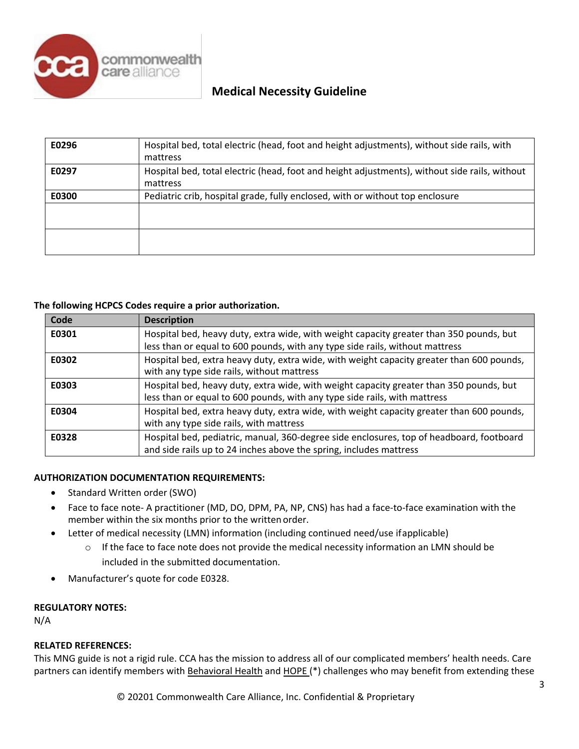| | |
|---|---|
| **E0296** | Hospital bed, total electric (head, foot and height adjustments), without side rails, with mattress |
| **E0297** | Hospital bed, total electric (head, foot and height adjustments), without side rails, without mattress |
| **E0300** | Pediatric crib, hospital grade, fully enclosed, with or without top enclosure |
| | |
| | |

**The following HCPCS Codes require a prior authorization.**

| Code | Description |
|---|---|
| **E0301** | Hospital bed, heavy duty, extra wide, with weight capacity greater than 350 pounds, but less than or equal to 600 pounds, with any type side rails, without mattress |
| **E0302** | Hospital bed, extra heavy duty, extra wide, with weight capacity greater than 600 pounds, with any type side rails, without mattress |
| **E0303** | Hospital bed, heavy duty, extra wide, with weight capacity greater than 350 pounds, but less than or equal to 600 pounds, with any type side rails, with mattress |
| **E0304** | Hospital bed, extra heavy duty, extra wide, with weight capacity greater than 600 pounds, with any type side rails, with mattress |
| **E0328** | Hospital bed, pediatric, manual, 360-degree side enclosures, top of headboard, footboard and side rails up to 24 inches above the spring, includes mattress |

**AUTHORIZATION DOCUMENTATION REQUIREMENTS:**

- Standard Written order (SWO)
- Face to face note- A practitioner (MD, DO, DPM, PA, NP, CNS) has had a face-to-face examination with the member within the six months prior to the written order.
- Letter of medical necessity (LMN) information (including continued need/use if applicable)
  - If the face to face note does not provide the medical necessity information an LMN should be included in the submitted documentation.
- Manufacturer's quote for code E0328.

**REGULATORY NOTES:**

N/A

**RELATED REFERENCES:**

This MNG guide is not a rigid rule. CCA has the mission to address all of our complicated members' health needs. Care partners can identify members with Behavioral Health and HOPE (*) challenges who may benefit from extending these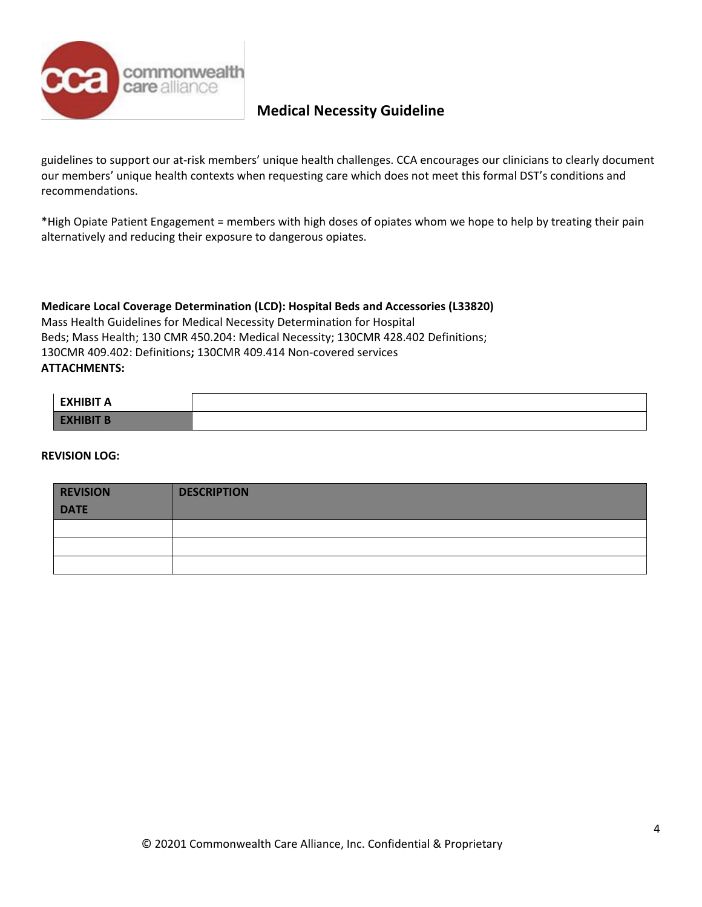guidelines to support our at-risk members' unique health challenges. CCA encourages our clinicians to clearly document our members' unique health contexts when requesting care which does not meet this formal DST's conditions and recommendations.

*High Opiate Patient Engagement = members with high doses of opiates whom we hope to help by treating their pain alternatively and reducing their exposure to dangerous opiates.

**Medicare Local Coverage Determination (LCD): Hospital Beds and Accessories (L33820)**
Mass Health Guidelines for Medical Necessity Determination for Hospital Beds; Mass Health; 130 CMR 450.204: Medical Necessity; 130CMR 428.402 Definitions; 130CMR 409.402: Definitions**;** 130CMR 409.414 Non-covered services

**ATTACHMENTS:**

| | |
|---|---|
| **EXHIBIT A** | |
| **EXHIBIT B** | |

**REVISION LOG:**

| REVISION DATE | DESCRIPTION |
|---|---|
| | |
| | |
| | |

© 20201 Commonwealth Care Alliance, Inc. Confidential & Proprietary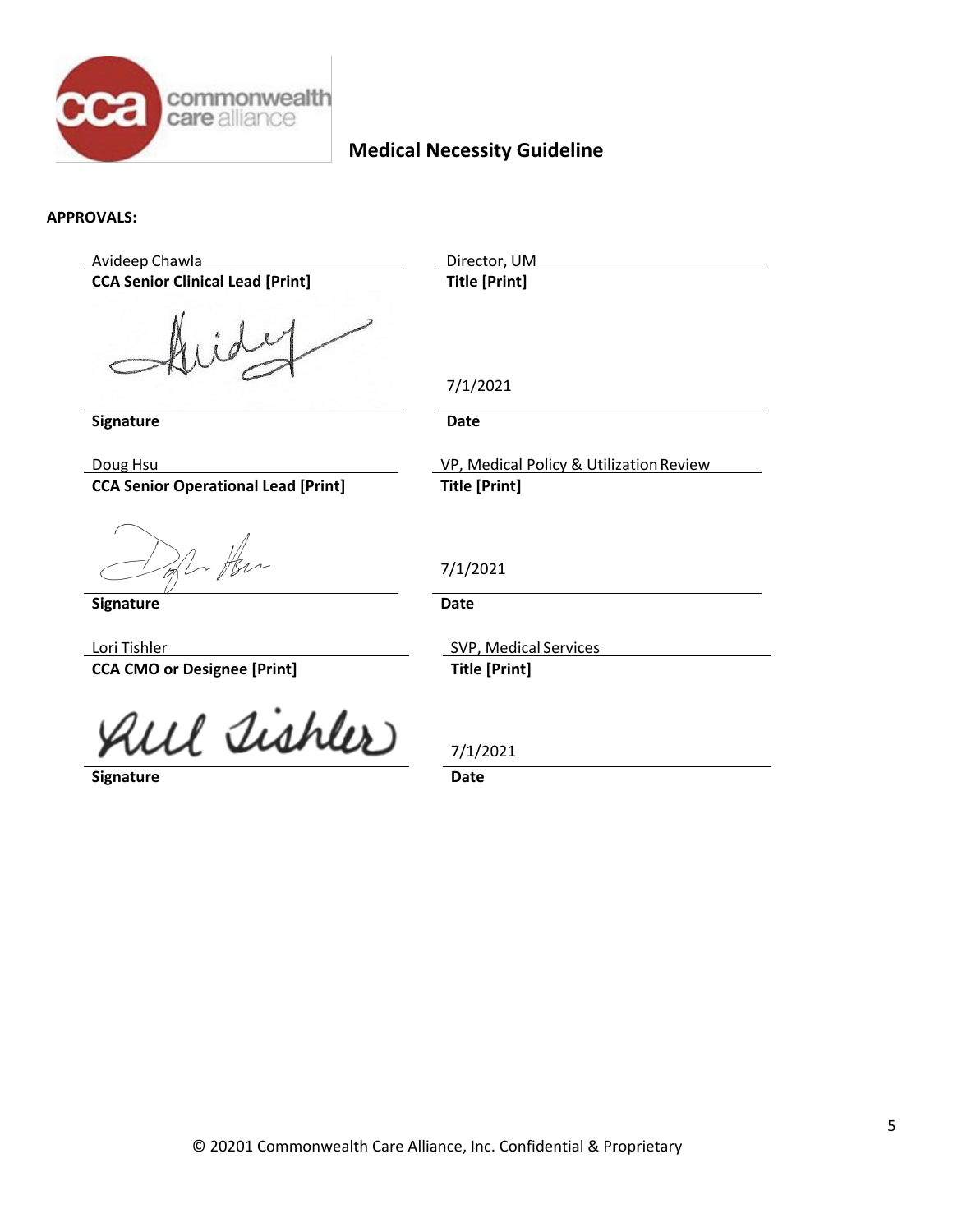## Medical Necessity Guideline

**APPROVALS:**

Avideep Chawla
**CCA Senior Clinical Lead [Print]**

Director, UM
**Title [Print]**

**Signature**

7/1/2021
**Date**

Doug Hsu
**CCA Senior Operational Lead [Print]**

VP, Medical Policy & Utilization Review
**Title [Print]**

**Signature**

7/1/2021
**Date**

Lori Tishler
**CCA CMO or Designee [Print]**

SVP, Medical Services
**Title [Print]**

**Signature**

7/1/2021
**Date**

© 20201 Commonwealth Care Alliance, Inc. Confidential & Proprietary